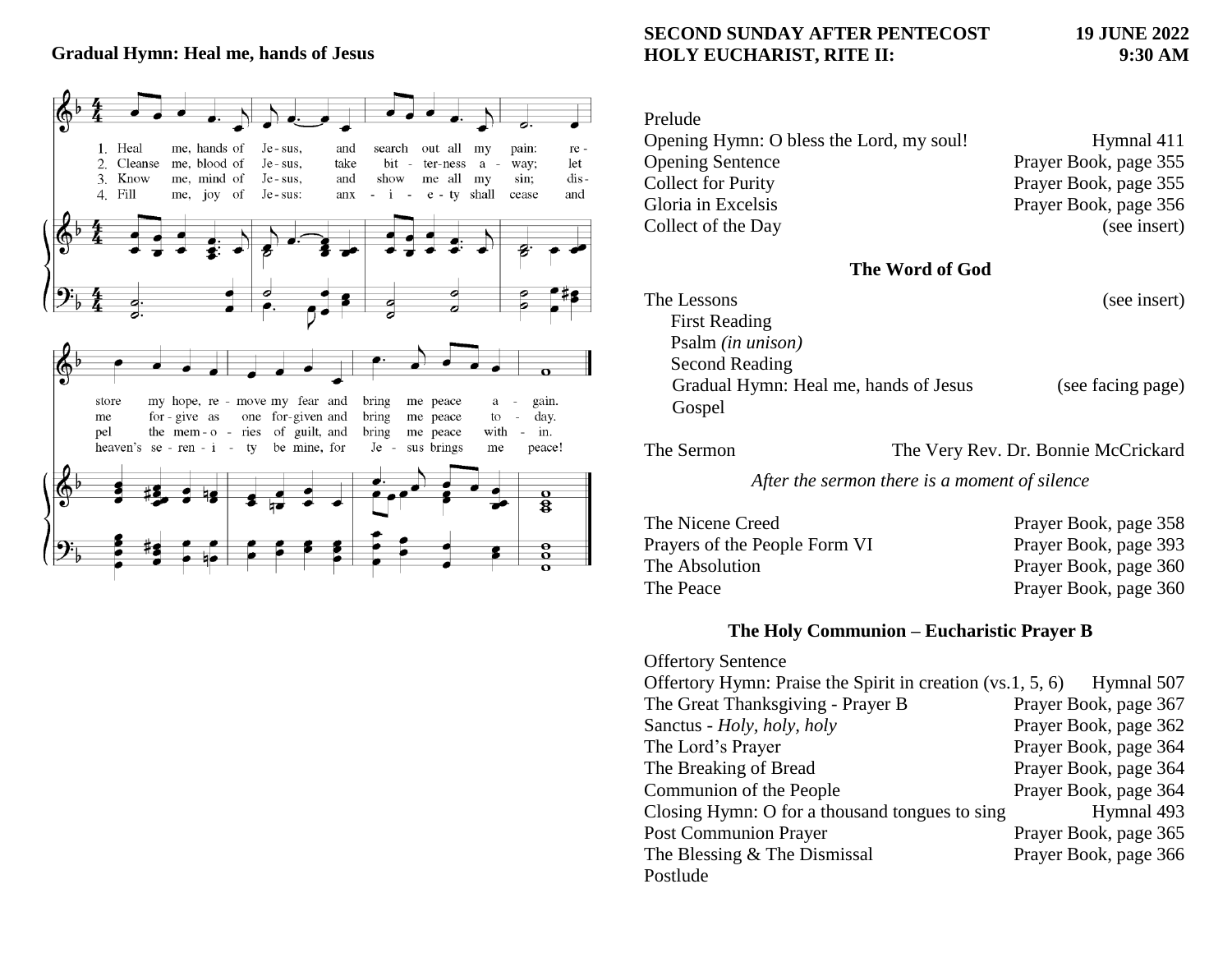**Gradual Hymn: Heal me, hands of Jesus**

1. Heal me, hands of Jesus, and search out all my pain: restore my hope, remove my fear and bring me peace again.
2. Cleanse me, blood of Jesus, take bitterness away; let me forgive as one forgiven and bring me peace today.
3. Know me, mind of Jesus, and show me all my sin; dispel the memories of guilt, and bring me peace within.
4. Fill me, joy of Jesus: anxiety shall cease and heaven's serenity be mine, for Jesus brings me peace!

**SECOND SUNDAY AFTER PENTECOST** **19 JUNE 2022**
**HOLY EUCHARIST, RITE II:** **9:30 AM**

| | |
|---|---|
| Prelude | |
| Opening Hymn: O bless the Lord, my soul! | Hymnal 411 |
| Opening Sentence | Prayer Book, page 355 |
| Collect for Purity | Prayer Book, page 355 |
| Gloria in Excelsis | Prayer Book, page 356 |
| Collect of the Day | (see insert) |

## The Word of God

| | |
|---|---|
| The Lessons | (see insert) |
| First Reading | |
| Psalm *(in unison)* | |
| Second Reading | |
| Gradual Hymn: Heal me, hands of Jesus | (see facing page) |
| Gospel | |
| The Sermon | The Very Rev. Dr. Bonnie McCrickard |

*After the sermon there is a moment of silence*

| | |
|---|---|
| The Nicene Creed | Prayer Book, page 358 |
| Prayers of the People Form VI | Prayer Book, page 393 |
| The Absolution | Prayer Book, page 360 |
| The Peace | Prayer Book, page 360 |

## The Holy Communion – Eucharistic Prayer B

| | |
|---|---|
| Offertory Sentence | |
| Offertory Hymn: Praise the Spirit in creation (vs.1, 5, 6) | Hymnal 507 |
| The Great Thanksgiving - Prayer B | Prayer Book, page 367 |
| Sanctus - *Holy, holy, holy* | Prayer Book, page 362 |
| The Lord's Prayer | Prayer Book, page 364 |
| The Breaking of Bread | Prayer Book, page 364 |
| Communion of the People | Prayer Book, page 364 |
| Closing Hymn: O for a thousand tongues to sing | Hymnal 493 |
| Post Communion Prayer | Prayer Book, page 365 |
| The Blessing & The Dismissal | Prayer Book, page 366 |
| Postlude | |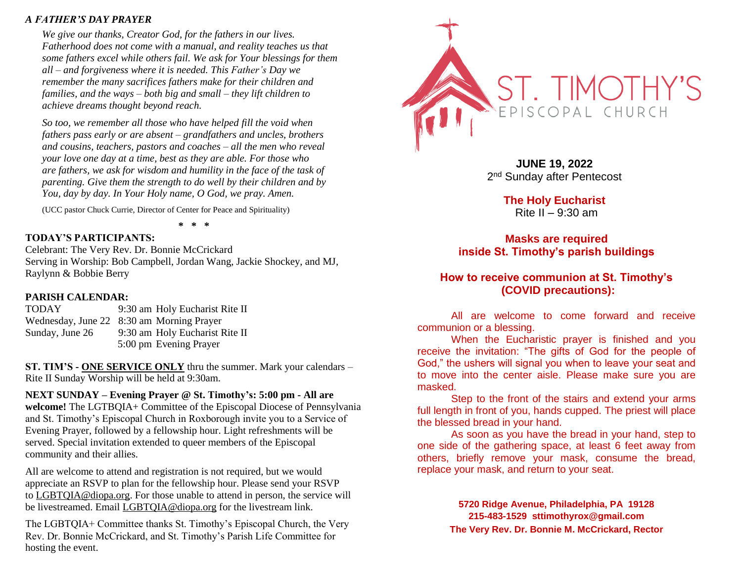### *A FATHER'S DAY PRAYER*

*We give our thanks, Creator God, for the fathers in our lives. Fatherhood does not come with a manual, and reality teaches us that some fathers excel while others fail. We ask for Your blessings for them all – and forgiveness where it is needed. This Father's Day we remember the many sacrifices fathers make for their children and families, and the ways – both big and small – they lift children to achieve dreams thought beyond reach.*

*So too, we remember all those who have helped fill the void when fathers pass early or are absent – grandfathers and uncles, brothers and cousins, teachers, pastors and coaches – all the men who reveal your love one day at a time, best as they are able. For those who are fathers, we ask for wisdom and humility in the face of the task of parenting. Give them the strength to do well by their children and by You, day by day. In Your Holy name, O God, we pray. Amen.*

(UCC pastor Chuck Currie, Director of Center for Peace and Spirituality)

\* \* \*

**TODAY'S PARTICIPANTS:**

Celebrant: The Very Rev. Dr. Bonnie McCrickard
Serving in Worship: Bob Campbell, Jordan Wang, Jackie Shockey, and MJ, Raylynn & Bobbie Berry

**PARISH CALENDAR:**

| | | |
|---|---|---|
| TODAY | 9:30 am | Holy Eucharist Rite II |
| Wednesday, June 22 | 8:30 am | Morning Prayer |
| Sunday, June 26 | 9:30 am | Holy Eucharist Rite II |
| | 5:00 pm | Evening Prayer |

**ST. TIM'S - ONE SERVICE ONLY** thru the summer. Mark your calendars – Rite II Sunday Worship will be held at 9:30am.

**NEXT SUNDAY – Evening Prayer @ St. Timothy's: 5:00 pm - All are welcome!** The LGTBQIA+ Committee of the Episcopal Diocese of Pennsylvania and St. Timothy's Episcopal Church in Roxborough invite you to a Service of Evening Prayer, followed by a fellowship hour. Light refreshments will be served. Special invitation extended to queer members of the Episcopal community and their allies.

All are welcome to attend and registration is not required, but we would appreciate an RSVP to plan for the fellowship hour. Please send your RSVP to LGBTQIA@diopa.org. For those unable to attend in person, the service will be livestreamed. Email LGBTQIA@diopa.org for the livestream link.

The LGBTQIA+ Committee thanks St. Timothy's Episcopal Church, the Very Rev. Dr. Bonnie McCrickard, and St. Timothy's Parish Life Committee for hosting the event.

# ST. TIMOTHY'S
## EPISCOPAL CHURCH

**JUNE 19, 2022**
2nd Sunday after Pentecost

**The Holy Eucharist**
Rite II – 9:30 am

**Masks are required inside St. Timothy's parish buildings**

**How to receive communion at St. Timothy's (COVID precautions):**

All are welcome to come forward and receive communion or a blessing.

When the Eucharistic prayer is finished and you receive the invitation: "The gifts of God for the people of God," the ushers will signal you when to leave your seat and to move into the center aisle. Please make sure you are masked.

Step to the front of the stairs and extend your arms full length in front of you, hands cupped. The priest will place the blessed bread in your hand.

As soon as you have the bread in your hand, step to one side of the gathering space, at least 6 feet away from others, briefly remove your mask, consume the bread, replace your mask, and return to your seat.

**5720 Ridge Avenue, Philadelphia, PA 19128**
**215-483-1529 sttimothyrox@gmail.com**
**The Very Rev. Dr. Bonnie M. McCrickard, Rector**